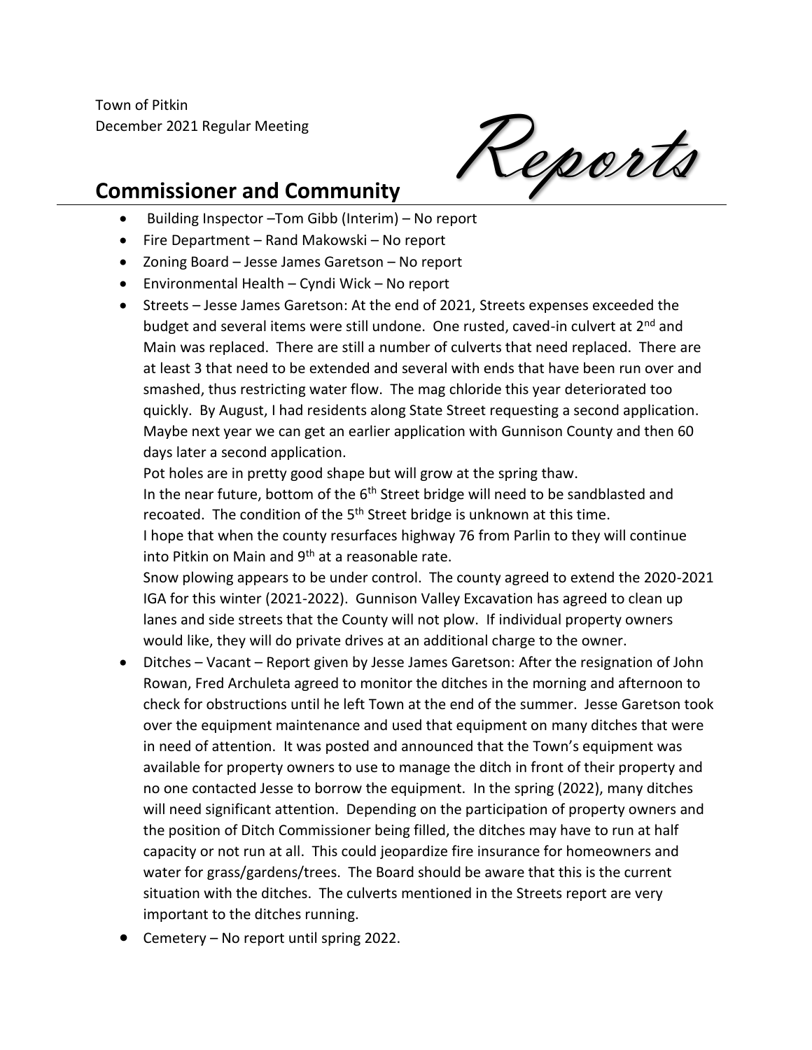Town of Pitkin
December 2021 Regular Meeting

*Reports*

## Commissioner and Community

- Building Inspector –Tom Gibb (Interim) – No report
- Fire Department – Rand Makowski – No report
- Zoning Board – Jesse James Garetson – No report
- Environmental Health – Cyndi Wick – No report
- Streets – Jesse James Garetson: At the end of 2021, Streets expenses exceeded the budget and several items were still undone. One rusted, caved-in culvert at 2nd and Main was replaced. There are still a number of culverts that need replaced. There are at least 3 that need to be extended and several with ends that have been run over and smashed, thus restricting water flow. The mag chloride this year deteriorated too quickly. By August, I had residents along State Street requesting a second application. Maybe next year we can get an earlier application with Gunnison County and then 60 days later a second application.
  Pot holes are in pretty good shape but will grow at the spring thaw.
  In the near future, bottom of the 6th Street bridge will need to be sandblasted and recoated. The condition of the 5th Street bridge is unknown at this time.
  I hope that when the county resurfaces highway 76 from Parlin to they will continue into Pitkin on Main and 9th at a reasonable rate.
  Snow plowing appears to be under control. The county agreed to extend the 2020-2021 IGA for this winter (2021-2022). Gunnison Valley Excavation has agreed to clean up lanes and side streets that the County will not plow. If individual property owners would like, they will do private drives at an additional charge to the owner.
- Ditches – Vacant – Report given by Jesse James Garetson: After the resignation of John Rowan, Fred Archuleta agreed to monitor the ditches in the morning and afternoon to check for obstructions until he left Town at the end of the summer. Jesse Garetson took over the equipment maintenance and used that equipment on many ditches that were in need of attention. It was posted and announced that the Town's equipment was available for property owners to use to manage the ditch in front of their property and no one contacted Jesse to borrow the equipment. In the spring (2022), many ditches will need significant attention. Depending on the participation of property owners and the position of Ditch Commissioner being filled, the ditches may have to run at half capacity or not run at all. This could jeopardize fire insurance for homeowners and water for grass/gardens/trees. The Board should be aware that this is the current situation with the ditches. The culverts mentioned in the Streets report are very important to the ditches running.
- Cemetery – No report until spring 2022.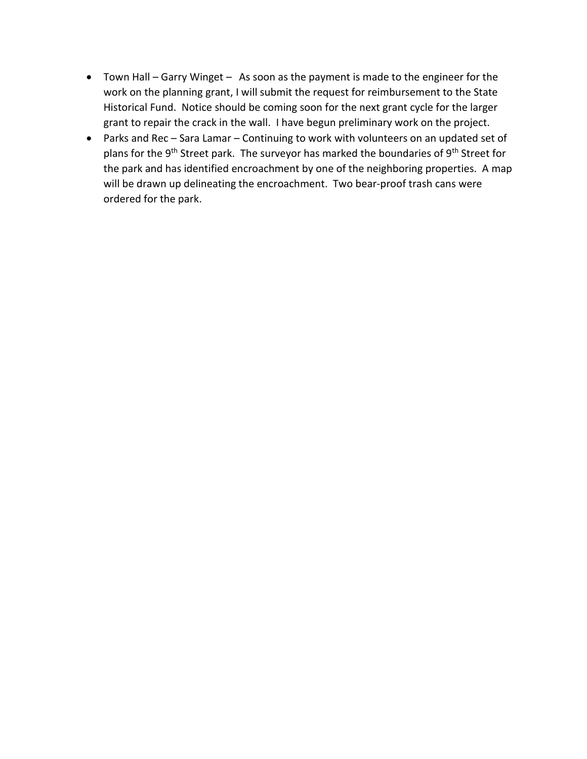- Town Hall – Garry Winget – As soon as the payment is made to the engineer for the work on the planning grant, I will submit the request for reimbursement to the State Historical Fund. Notice should be coming soon for the next grant cycle for the larger grant to repair the crack in the wall. I have begun preliminary work on the project.
- Parks and Rec – Sara Lamar – Continuing to work with volunteers on an updated set of plans for the 9th Street park. The surveyor has marked the boundaries of 9th Street for the park and has identified encroachment by one of the neighboring properties. A map will be drawn up delineating the encroachment. Two bear-proof trash cans were ordered for the park.